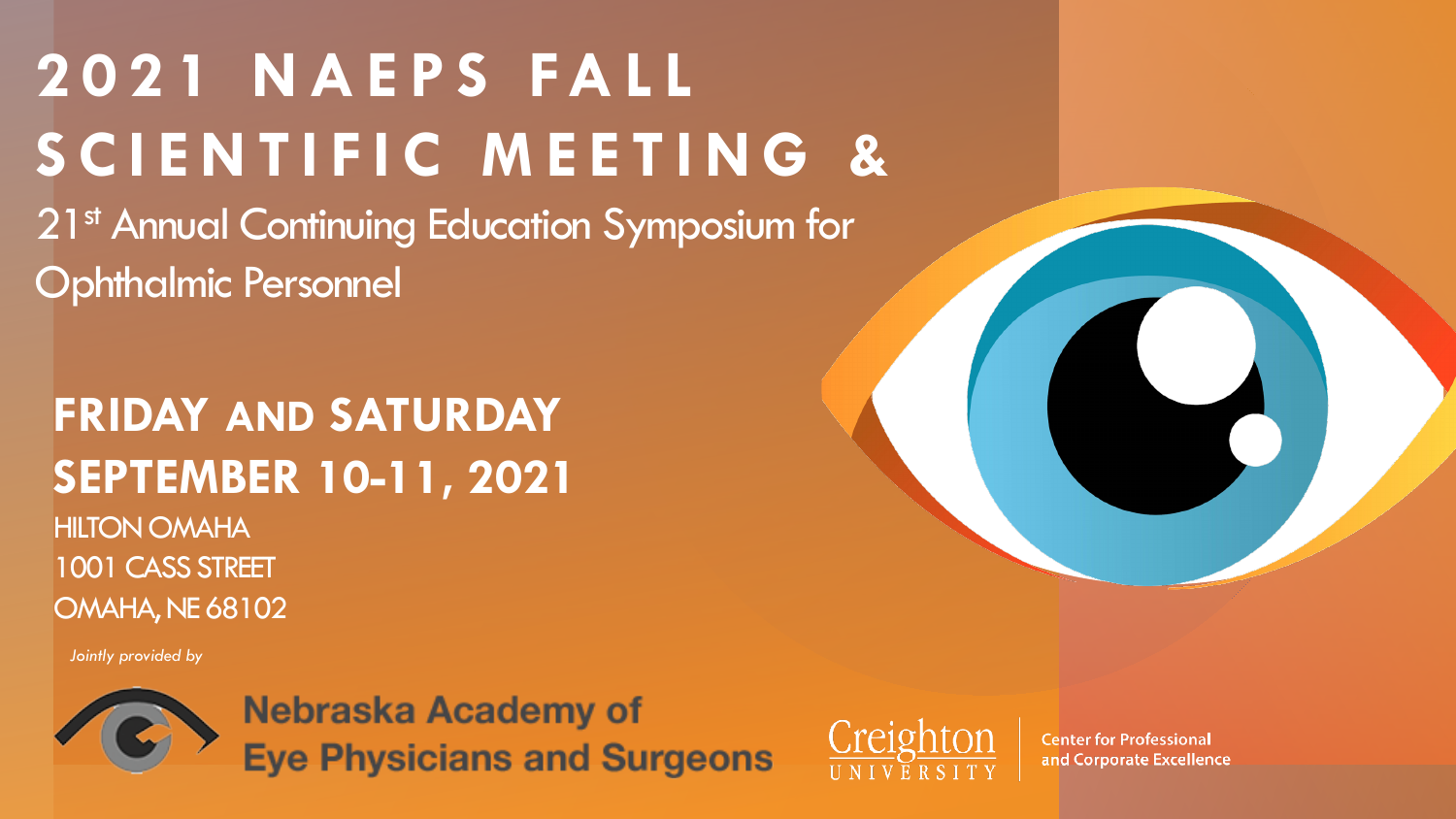# 2021 NAEPS FALL SCIENTIFIC MEETING &

21st Annual Continuing Education Symposium for Ophthalmic Personnel

## FRIDAY AND SATURDAY SEPTEMBER 10-11, 2021

HILTON OMAHA
1001 CASS STREET
OMAHA, NE 68102

*Jointly provided by*

**Nebraska Academy of Eye Physicians and Surgeons**

Creighton UNIVERSITY

Center for Professional and Corporate Excellence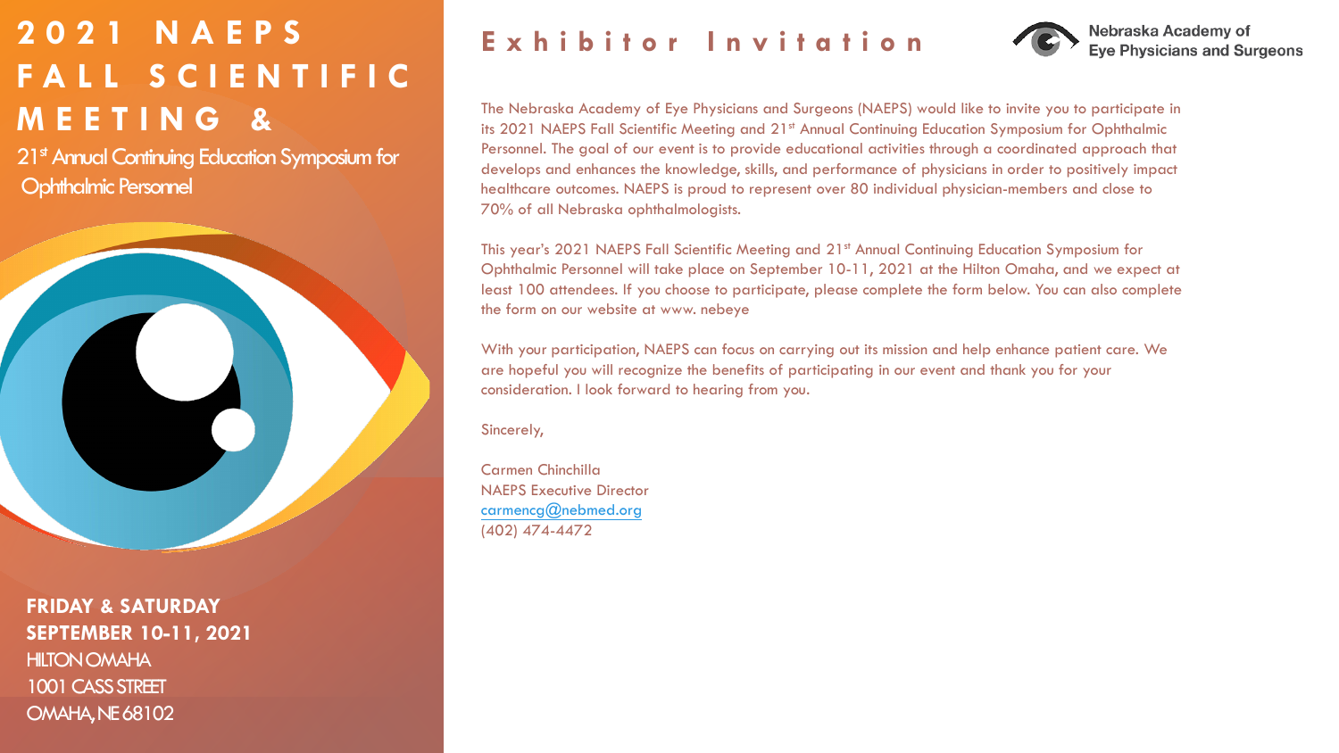# 2021 NAEPS FALL SCIENTIFIC MEETING &

21st Annual Continuing Education Symposium for Ophthalmic Personnel

**FRIDAY & SATURDAY**
**SEPTEMBER 10-11, 2021**
HILTON OMAHA
1001 CASS STREET
OMAHA, NE 68102

## Exhibitor Invitation

Nebraska Academy of Eye Physicians and Surgeons

The Nebraska Academy of Eye Physicians and Surgeons (NAEPS) would like to invite you to participate in its 2021 NAEPS Fall Scientific Meeting and 21st Annual Continuing Education Symposium for Ophthalmic Personnel. The goal of our event is to provide educational activities through a coordinated approach that develops and enhances the knowledge, skills, and performance of physicians in order to positively impact healthcare outcomes. NAEPS is proud to represent over 80 individual physician-members and close to 70% of all Nebraska ophthalmologists.

This year's 2021 NAEPS Fall Scientific Meeting and 21st Annual Continuing Education Symposium for Ophthalmic Personnel will take place on September 10-11, 2021 at the Hilton Omaha, and we expect at least 100 attendees. If you choose to participate, please complete the form below. You can also complete the form on our website at www. nebeye

With your participation, NAEPS can focus on carrying out its mission and help enhance patient care. We are hopeful you will recognize the benefits of participating in our event and thank you for your consideration. I look forward to hearing from you.

Sincerely,

Carmen Chinchilla
NAEPS Executive Director
carmencg@nebmed.org
(402) 474-4472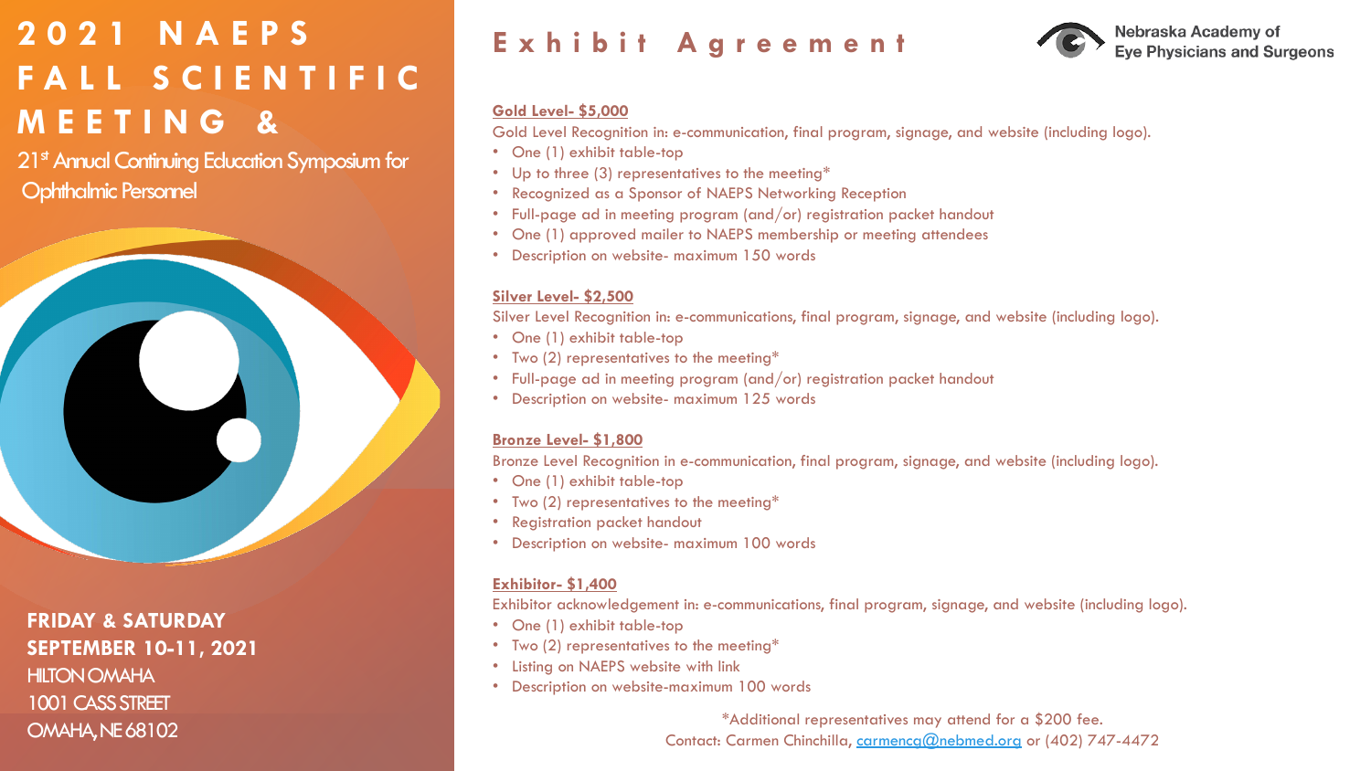# 2021 NAEPS FALL SCIENTIFIC MEETING &

21st Annual Continuing Education Symposium for Ophthalmic Personnel

**FRIDAY & SATURDAY**
**SEPTEMBER 10-11, 2021**
HILTON OMAHA
1001 CASS STREET
OMAHA, NE 68102

# Exhibit Agreement

Nebraska Academy of Eye Physicians and Surgeons

**Gold Level- $5,000**

Gold Level Recognition in: e-communication, final program, signage, and website (including logo).

- One (1) exhibit table-top
- Up to three (3) representatives to the meeting*
- Recognized as a Sponsor of NAEPS Networking Reception
- Full-page ad in meeting program (and/or) registration packet handout
- One (1) approved mailer to NAEPS membership or meeting attendees
- Description on website- maximum 150 words

**Silver Level- $2,500**

Silver Level Recognition in: e-communications, final program, signage, and website (including logo).

- One (1) exhibit table-top
- Two (2) representatives to the meeting*
- Full-page ad in meeting program (and/or) registration packet handout
- Description on website- maximum 125 words

**Bronze Level- $1,800**

Bronze Level Recognition in e-communication, final program, signage, and website (including logo).

- One (1) exhibit table-top
- Two (2) representatives to the meeting*
- Registration packet handout
- Description on website- maximum 100 words

**Exhibitor- $1,400**

Exhibitor acknowledgement in: e-communications, final program, signage, and website (including logo).

- One (1) exhibit table-top
- Two (2) representatives to the meeting*
- Listing on NAEPS website with link
- Description on website-maximum 100 words

*Additional representatives may attend for a $200 fee.
Contact: Carmen Chinchilla, carmencg@nebmed.org or (402) 747-4472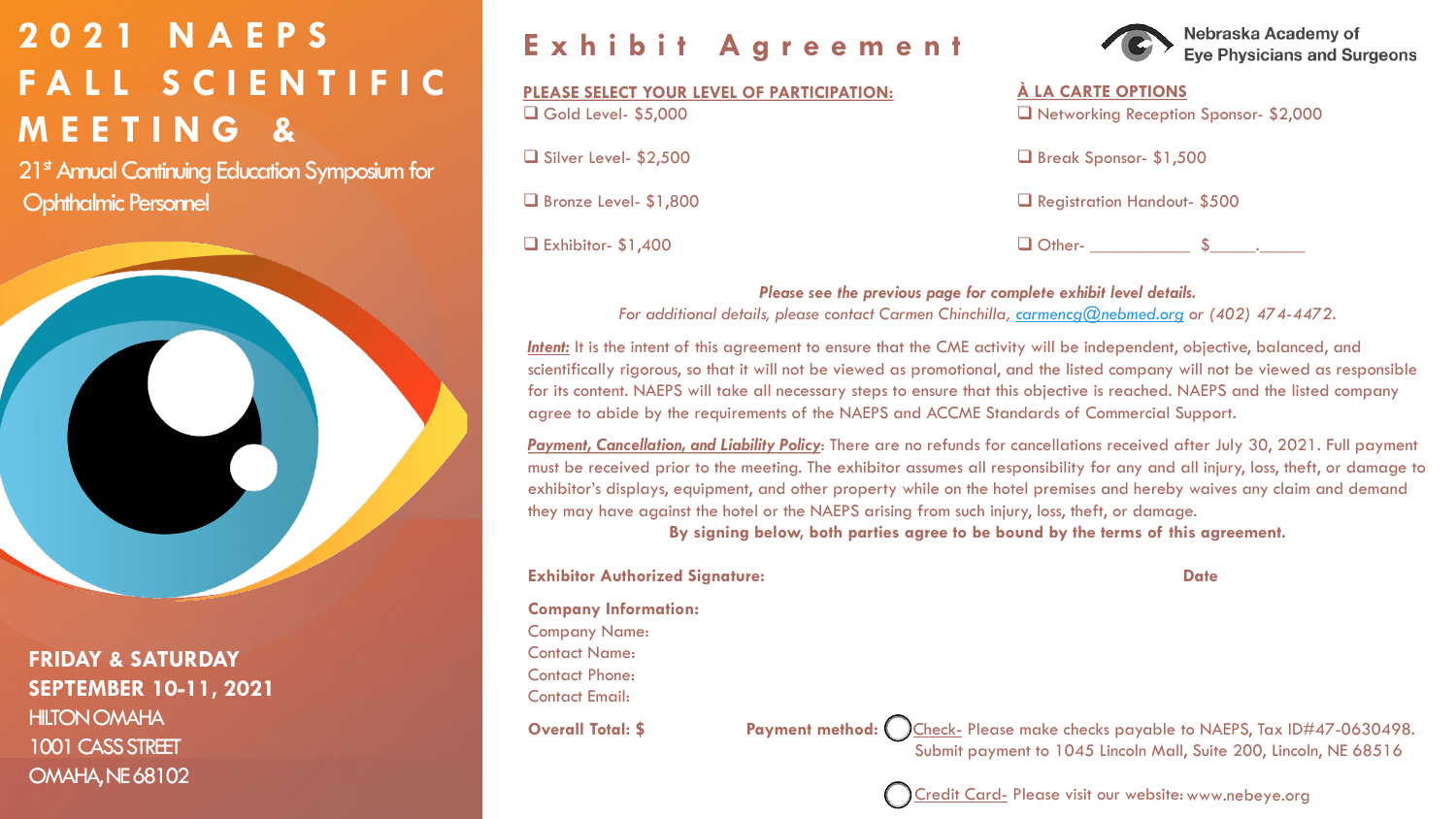# 2021 NAEPS FALL SCIENTIFIC MEETING &

21st Annual Continuing Education Symposium for Ophthalmic Personnel

**FRIDAY & SATURDAY**
**SEPTEMBER 10-11, 2021**
HILTON OMAHA
1001 CASS STREET
OMAHA, NE 68102

# Exhibit Agreement

Nebraska Academy of Eye Physicians and Surgeons

**PLEASE SELECT YOUR LEVEL OF PARTICIPATION:**

- ❑ Gold Level- $5,000
- ❑ Silver Level- $2,500
- ❑ Bronze Level- $1,800
- ❑ Exhibitor- $1,400

**À LA CARTE OPTIONS**

- ❑ Networking Reception Sponsor- $2,000
- ❑ Break Sponsor- $1,500
- ❑ Registration Handout- $500
- ❑ Other- ___________ $_____._____

***Please see the previous page for complete exhibit level details.***
*For additional details, please contact Carmen Chinchilla, carmencg@nebmed.org or (402) 474-4472.*

***Intent:*** It is the intent of this agreement to ensure that the CME activity will be independent, objective, balanced, and scientifically rigorous, so that it will not be viewed as promotional, and the listed company will not be viewed as responsible for its content. NAEPS will take all necessary steps to ensure that this objective is reached. NAEPS and the listed company agree to abide by the requirements of the NAEPS and ACCME Standards of Commercial Support.

***Payment, Cancellation, and Liability Policy***: There are no refunds for cancellations received after July 30, 2021. Full payment must be received prior to the meeting. The exhibitor assumes all responsibility for any and all injury, loss, theft, or damage to exhibitor's displays, equipment, and other property while on the hotel premises and hereby waives any claim and demand they may have against the hotel or the NAEPS arising from such injury, loss, theft, or damage.

**By signing below, both parties agree to be bound by the terms of this agreement.**

**Exhibitor Authorized Signature:** **Date**

**Company Information:**
Company Name:
Contact Name:
Contact Phone:
Contact Email:

**Overall Total: $**

**Payment method:** ◯ Check- Please make checks payable to NAEPS, Tax ID#47-0630498. Submit payment to 1045 Lincoln Mall, Suite 200, Lincoln, NE 68516

◯ Credit Card- Please visit our website: www.nebeye.org